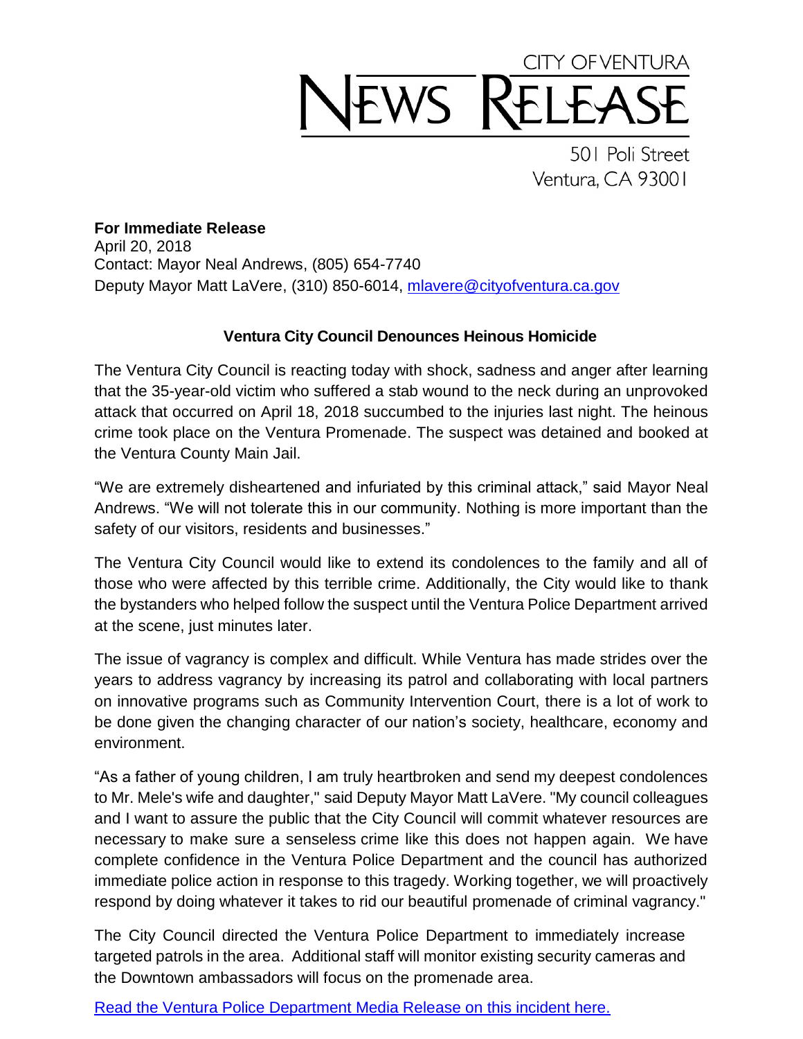CITY OF VENTURA

# NEWS RELEASE

501 Poli Street
Ventura, CA 93001

**For Immediate Release**
April 20, 2018
Contact: Mayor Neal Andrews, (805) 654-7740
Deputy Mayor Matt LaVere, (310) 850-6014, [mlavere@cityofventura.ca.gov](mailto:mlavere@cityofventura.ca.gov)

## Ventura City Council Denounces Heinous Homicide

The Ventura City Council is reacting today with shock, sadness and anger after learning that the 35-year-old victim who suffered a stab wound to the neck during an unprovoked attack that occurred on April 18, 2018 succumbed to the injuries last night. The heinous crime took place on the Ventura Promenade. The suspect was detained and booked at the Ventura County Main Jail.

"We are extremely disheartened and infuriated by this criminal attack," said Mayor Neal Andrews. "We will not tolerate this in our community. Nothing is more important than the safety of our visitors, residents and businesses."

The Ventura City Council would like to extend its condolences to the family and all of those who were affected by this terrible crime. Additionally, the City would like to thank the bystanders who helped follow the suspect until the Ventura Police Department arrived at the scene, just minutes later.

The issue of vagrancy is complex and difficult. While Ventura has made strides over the years to address vagrancy by increasing its patrol and collaborating with local partners on innovative programs such as Community Intervention Court, there is a lot of work to be done given the changing character of our nation's society, healthcare, economy and environment.

"As a father of young children, I am truly heartbroken and send my deepest condolences to Mr. Mele's wife and daughter," said Deputy Mayor Matt LaVere. "My council colleagues and I want to assure the public that the City Council will commit whatever resources are necessary to make sure a senseless crime like this does not happen again. We have complete confidence in the Ventura Police Department and the council has authorized immediate police action in response to this tragedy. Working together, we will proactively respond by doing whatever it takes to rid our beautiful promenade of criminal vagrancy."

The City Council directed the Ventura Police Department to immediately increase targeted patrols in the area. Additional staff will monitor existing security cameras and the Downtown ambassadors will focus on the promenade area.

Read the Ventura Police Department Media Release on this incident here.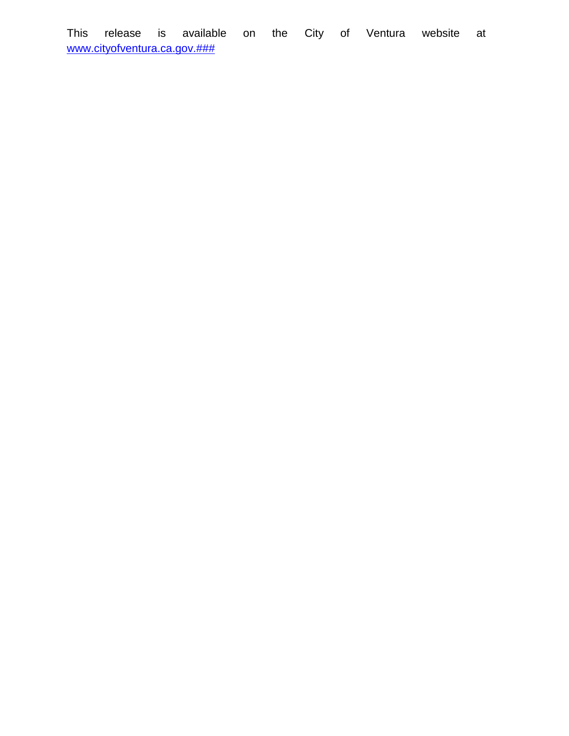This release is available on the City of Ventura website at www.cityofventura.ca.gov.###